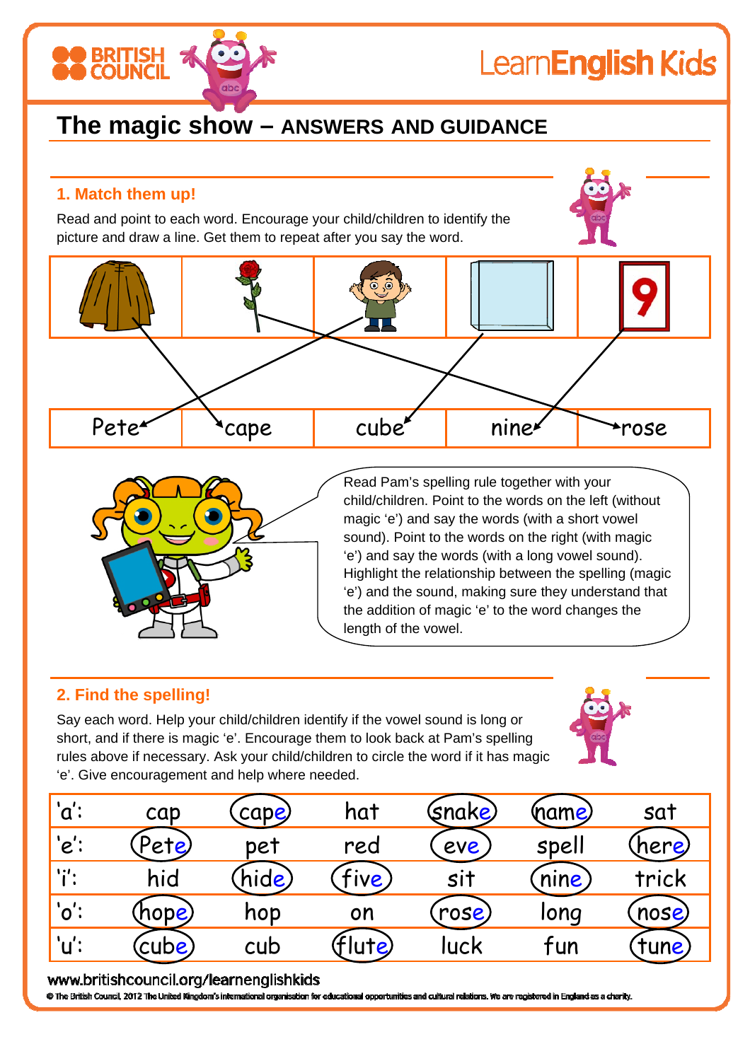# The magic show – ANSWERS AND GUIDANCE

## 1. Match them up!

Read and point to each word. Encourage your child/children to identify the picture and draw a line. Get them to repeat after you say the word.

| | | | | |
|---|---|---|---|---|
| Pete | cape | cube | nine | rose |

Read Pam's spelling rule together with your child/children. Point to the words on the left (without magic 'e') and say the words (with a short vowel sound). Point to the words on the right (with magic 'e') and say the words (with a long vowel sound). Highlight the relationship between the spelling (magic 'e') and the sound, making sure they understand that the addition of magic 'e' to the word changes the length of the vowel.

## 2. Find the spelling!

Say each word. Help your child/children identify if the vowel sound is long or short, and if there is magic 'e'. Encourage them to look back at Pam's spelling rules above if necessary. Ask your child/children to circle the word if it has magic 'e'. Give encouragement and help where needed.

| | | | | | | |
|---|---|---|---|---|---|---|
| 'a': | cap | (cape) | hat | (snake) | (name) | sat |
| 'e': | (Pete) | pet | red | (eve) | spell | (here) |
| 'i': | hid | (hide) | (five) | sit | (nine) | trick |
| 'o': | (hope) | hop | on | (rose) | long | (nose) |
| 'u': | (cube) | cub | (flute) | luck | fun | (tune) |

www.britishcouncil.org/learnenglishkids

© The British Council, 2012 The United Kingdom's international organisation for educational opportunities and cultural relations. We are registered in England as a charity.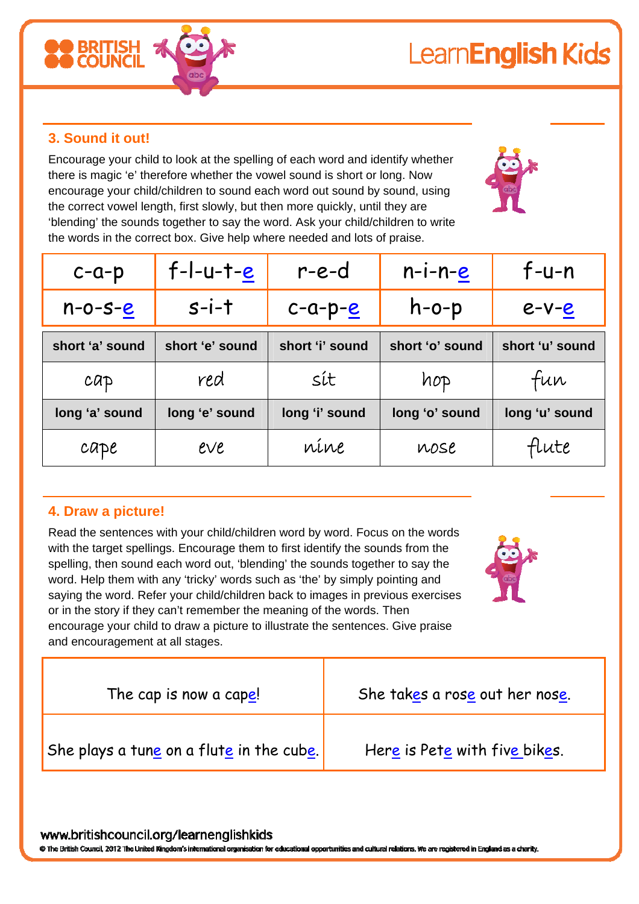## 3. Sound it out!

Encourage your child to look at the spelling of each word and identify whether there is magic 'e' therefore whether the vowel sound is short or long. Now encourage your child/children to sound each word out sound by sound, using the correct vowel length, first slowly, but then more quickly, until they are 'blending' the sounds together to say the word. Ask your child/children to write the words in the correct box. Give help where needed and lots of praise.

| | | | | |
|---|---|---|---|---|
| c-a-p | f-l-u-t-e | r-e-d | n-i-n-e | f-u-n |
| n-o-s-e | s-i-t | c-a-p-e | h-o-p | e-v-e |

| short 'a' sound | short 'e' sound | short 'i' sound | short 'o' sound | short 'u' sound |
|---|---|---|---|---|
| cap | red | sit | hop | fun |
| **long 'a' sound** | **long 'e' sound** | **long 'i' sound** | **long 'o' sound** | **long 'u' sound** |
| cape | eve | nine | nose | flute |

## 4. Draw a picture!

Read the sentences with your child/children word by word. Focus on the words with the target spellings. Encourage them to first identify the sounds from the spelling, then sound each word out, 'blending' the sounds together to say the word. Help them with any 'tricky' words such as 'the' by simply pointing and saying the word. Refer your child/children back to images in previous exercises or in the story if they can't remember the meaning of the words. Then encourage your child to draw a picture to illustrate the sentences. Give praise and encouragement at all stages.

| | |
|---|---|
| The cap is now a cape! | She takes a rose out her nose. |
| She plays a tune on a flute in the cube. | Here is Pete with five bikes. |

www.britishcouncil.org/learnenglishkids

© The British Council, 2012 The United Kingdom's international organisation for educational opportunities and cultural relations. We are registered in England as a charity.